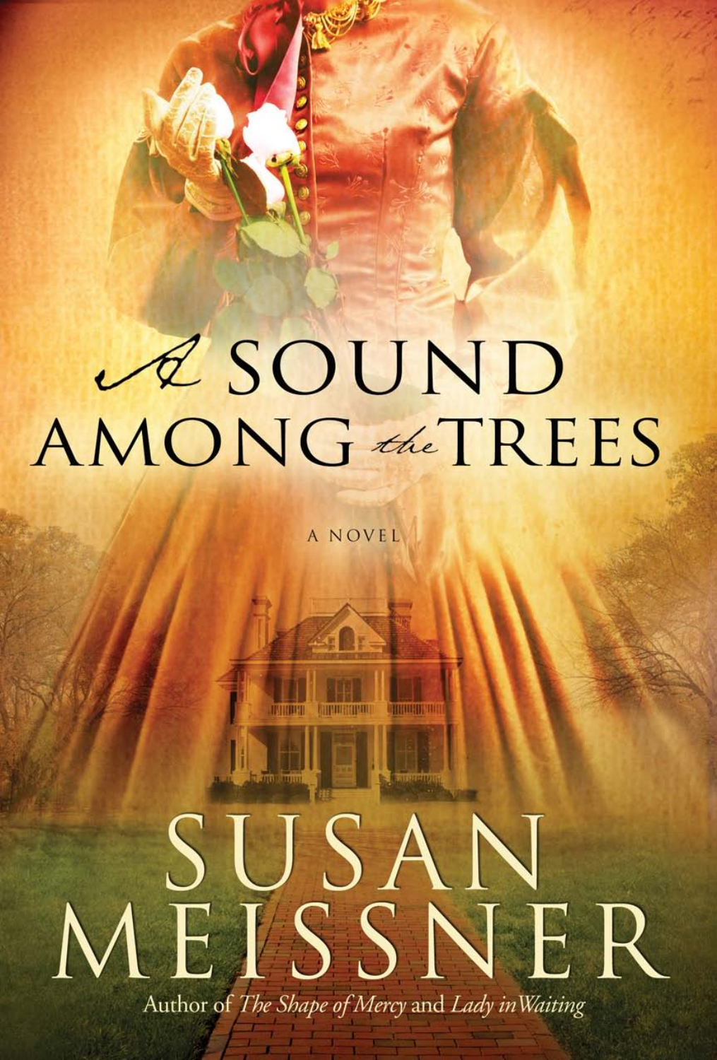# A SOUND AMONG the TREES

A NOVEL

SUSAN MEISSNER

Author of *The Shape of Mercy* and *Lady in Waiting*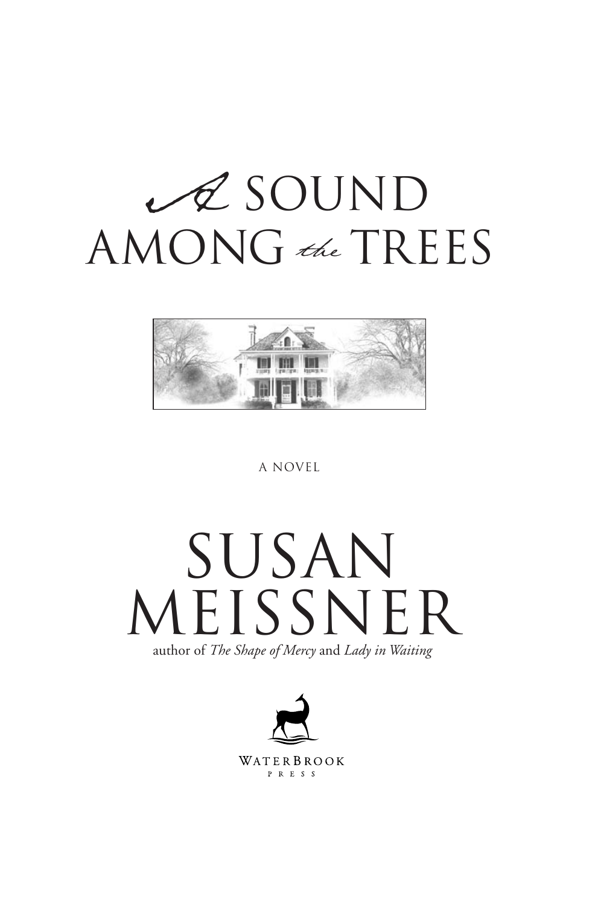# A SOUND AMONG *the* TREES

A NOVEL

# SUSAN MEISSNER

author of *The Shape of Mercy* and *Lady in Waiting*

WATERBROOK PRESS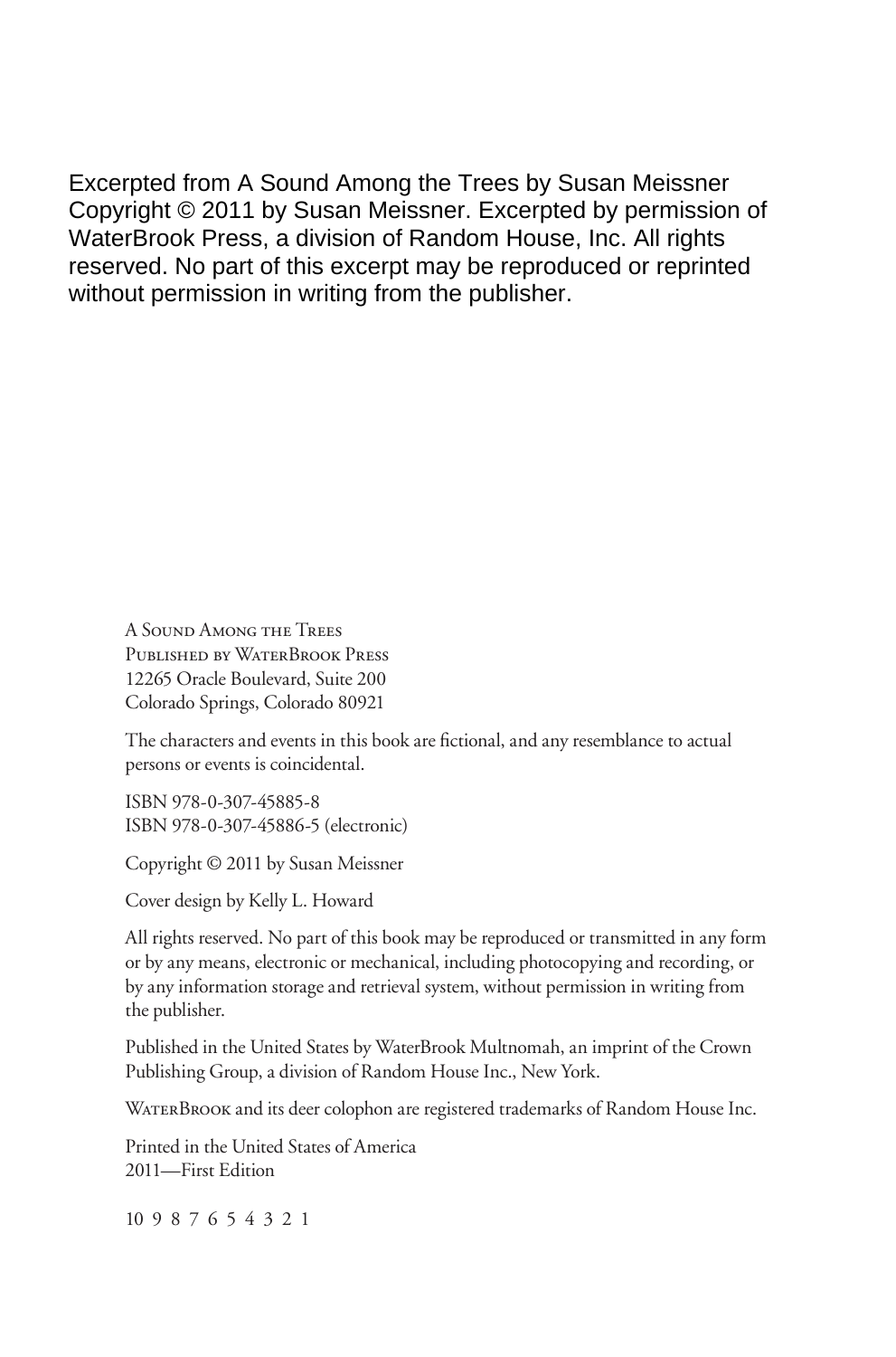Excerpted from A Sound Among the Trees by Susan Meissner Copyright © 2011 by Susan Meissner. Excerpted by permission of WaterBrook Press, a division of Random House, Inc. All rights reserved. No part of this excerpt may be reproduced or reprinted without permission in writing from the publisher.

A Sound Among the Trees
Published by WaterBrook Press
12265 Oracle Boulevard, Suite 200
Colorado Springs, Colorado 80921

The characters and events in this book are fictional, and any resemblance to actual persons or events is coincidental.

ISBN 978-0-307-45885-8
ISBN 978-0-307-45886-5 (electronic)

Copyright © 2011 by Susan Meissner

Cover design by Kelly L. Howard

All rights reserved. No part of this book may be reproduced or transmitted in any form or by any means, electronic or mechanical, including photocopying and recording, or by any information storage and retrieval system, without permission in writing from the publisher.

Published in the United States by WaterBrook Multnomah, an imprint of the Crown Publishing Group, a division of Random House Inc., New York.

WaterBrook and its deer colophon are registered trademarks of Random House Inc.

Printed in the United States of America
2011—First Edition

10 9 8 7 6 5 4 3 2 1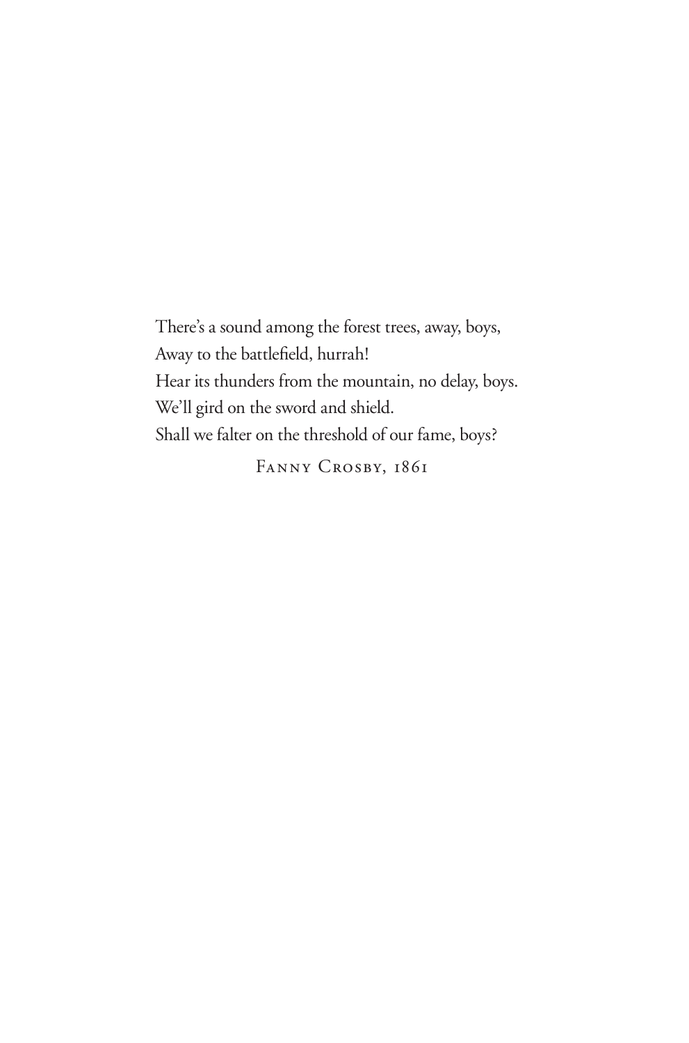There's a sound among the forest trees, away, boys,  
Away to the battlefield, hurrah!  
Hear its thunders from the mountain, no delay, boys.  
We'll gird on the sword and shield.  
Shall we falter on the threshold of our fame, boys?

Fanny Crosby, 1861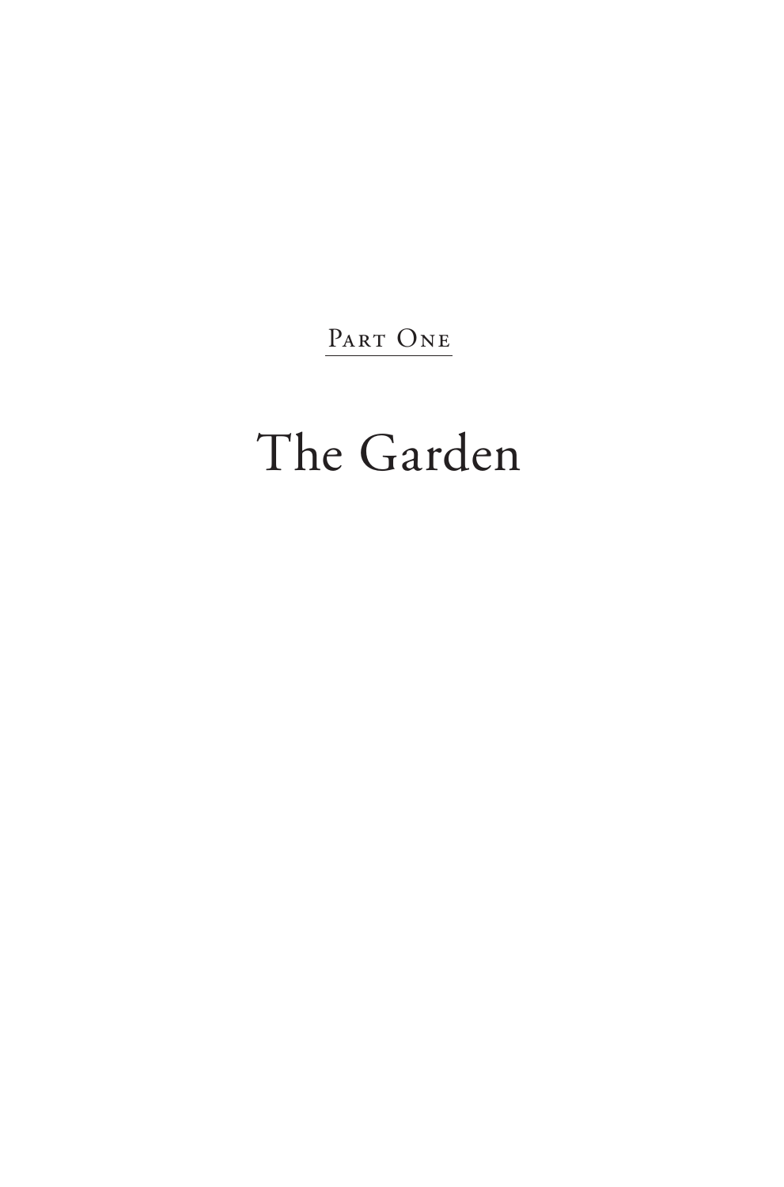## Part One

# The Garden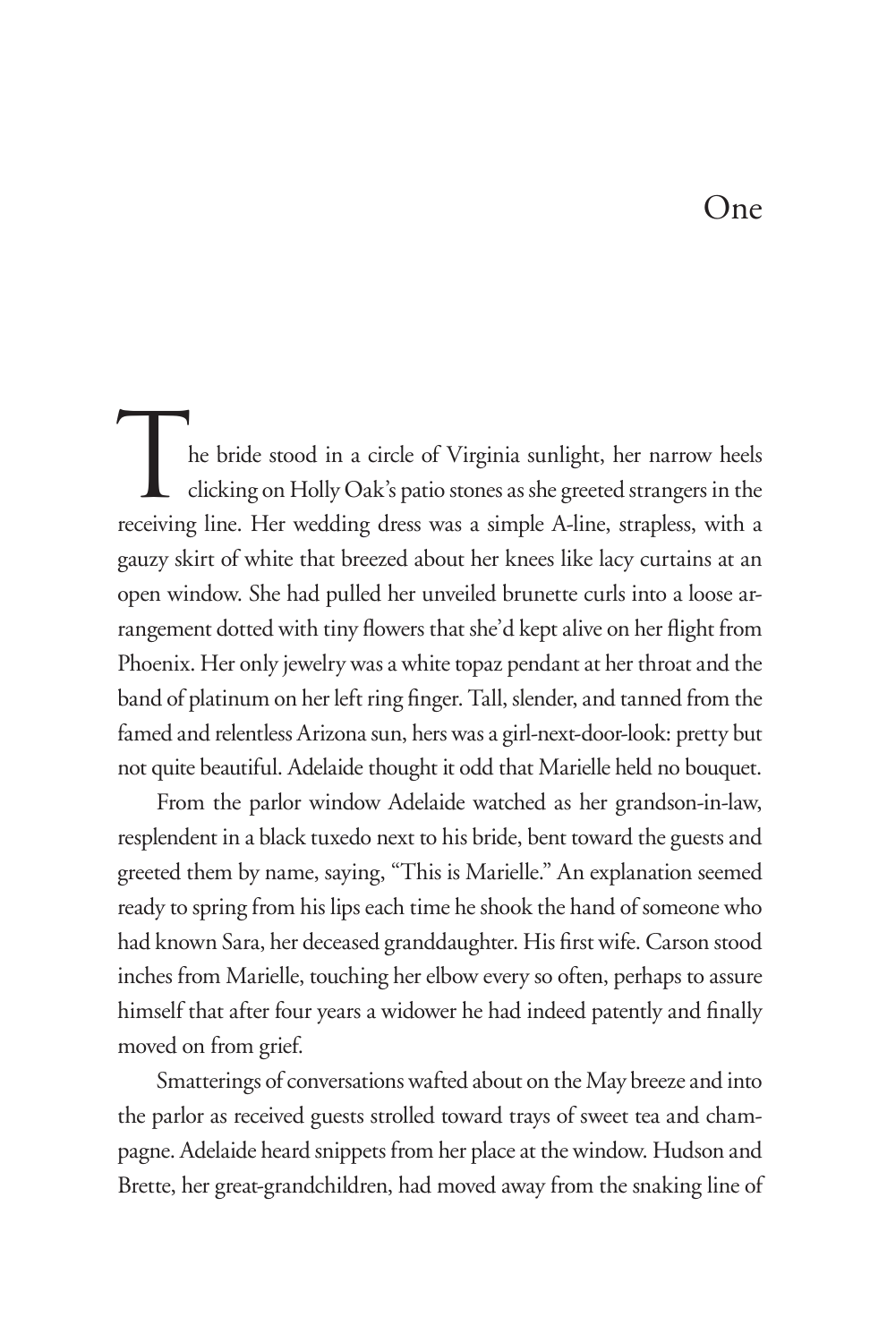# One

The bride stood in a circle of Virginia sunlight, her narrow heels clicking on Holly Oak's patio stones as she greeted strangers in the receiving line. Her wedding dress was a simple A-line, strapless, with a gauzy skirt of white that breezed about her knees like lacy curtains at an open window. She had pulled her unveiled brunette curls into a loose arrangement dotted with tiny flowers that she'd kept alive on her flight from Phoenix. Her only jewelry was a white topaz pendant at her throat and the band of platinum on her left ring finger. Tall, slender, and tanned from the famed and relentless Arizona sun, hers was a girl-next-door-look: pretty but not quite beautiful. Adelaide thought it odd that Marielle held no bouquet.

From the parlor window Adelaide watched as her grandson-in-law, resplendent in a black tuxedo next to his bride, bent toward the guests and greeted them by name, saying, "This is Marielle." An explanation seemed ready to spring from his lips each time he shook the hand of someone who had known Sara, her deceased granddaughter. His first wife. Carson stood inches from Marielle, touching her elbow every so often, perhaps to assure himself that after four years a widower he had indeed patently and finally moved on from grief.

Smatterings of conversations wafted about on the May breeze and into the parlor as received guests strolled toward trays of sweet tea and champagne. Adelaide heard snippets from her place at the window. Hudson and Brette, her great-grandchildren, had moved away from the snaking line of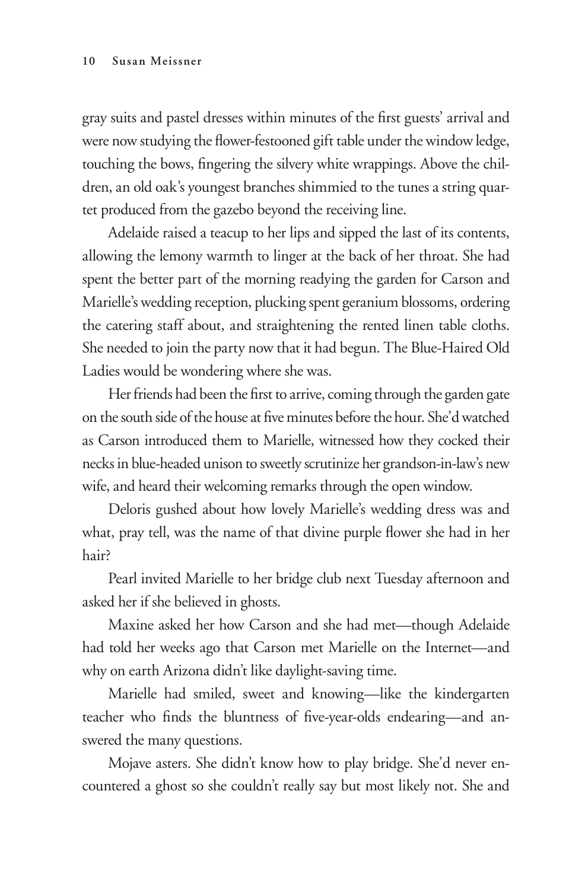gray suits and pastel dresses within minutes of the first guests' arrival and were now studying the flower-festooned gift table under the window ledge, touching the bows, fingering the silvery white wrappings. Above the children, an old oak's youngest branches shimmied to the tunes a string quartet produced from the gazebo beyond the receiving line.

Adelaide raised a teacup to her lips and sipped the last of its contents, allowing the lemony warmth to linger at the back of her throat. She had spent the better part of the morning readying the garden for Carson and Marielle's wedding reception, plucking spent geranium blossoms, ordering the catering staff about, and straightening the rented linen table cloths. She needed to join the party now that it had begun. The Blue-Haired Old Ladies would be wondering where she was.

Her friends had been the first to arrive, coming through the garden gate on the south side of the house at five minutes before the hour. She'd watched as Carson introduced them to Marielle, witnessed how they cocked their necks in blue-headed unison to sweetly scrutinize her grandson-in-law's new wife, and heard their welcoming remarks through the open window.

Deloris gushed about how lovely Marielle's wedding dress was and what, pray tell, was the name of that divine purple flower she had in her hair?

Pearl invited Marielle to her bridge club next Tuesday afternoon and asked her if she believed in ghosts.

Maxine asked her how Carson and she had met—though Adelaide had told her weeks ago that Carson met Marielle on the Internet—and why on earth Arizona didn't like daylight-saving time.

Marielle had smiled, sweet and knowing—like the kindergarten teacher who finds the bluntness of five-year-olds endearing—and answered the many questions.

Mojave asters. She didn't know how to play bridge. She'd never encountered a ghost so she couldn't really say but most likely not. She and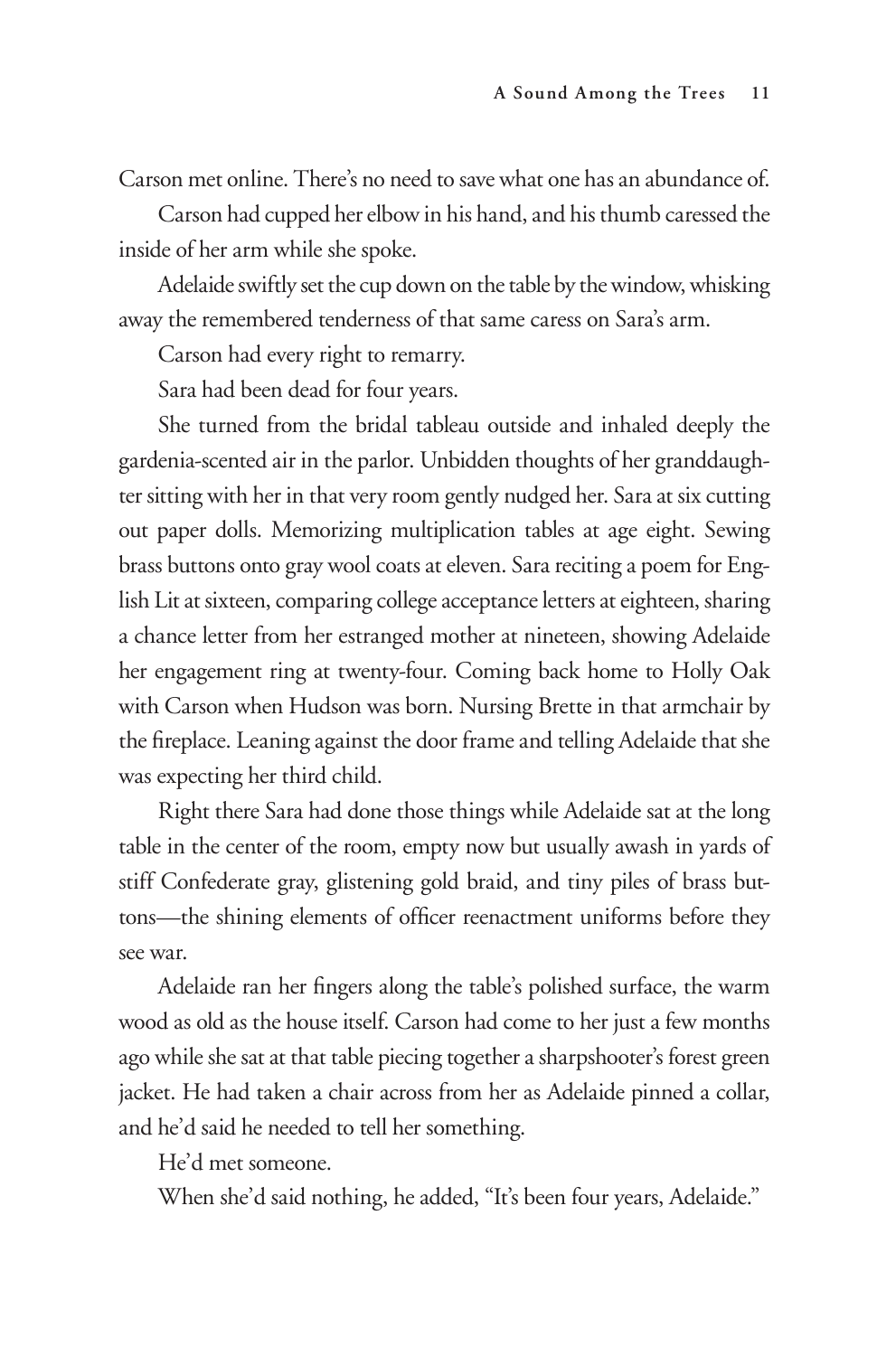Carson met online. There's no need to save what one has an abundance of.

Carson had cupped her elbow in his hand, and his thumb caressed the inside of her arm while she spoke.

Adelaide swiftly set the cup down on the table by the window, whisking away the remembered tenderness of that same caress on Sara's arm.

Carson had every right to remarry.

Sara had been dead for four years.

She turned from the bridal tableau outside and inhaled deeply the gardenia-scented air in the parlor. Unbidden thoughts of her granddaughter sitting with her in that very room gently nudged her. Sara at six cutting out paper dolls. Memorizing multiplication tables at age eight. Sewing brass buttons onto gray wool coats at eleven. Sara reciting a poem for English Lit at sixteen, comparing college acceptance letters at eighteen, sharing a chance letter from her estranged mother at nineteen, showing Adelaide her engagement ring at twenty-four. Coming back home to Holly Oak with Carson when Hudson was born. Nursing Brette in that armchair by the fireplace. Leaning against the door frame and telling Adelaide that she was expecting her third child.

Right there Sara had done those things while Adelaide sat at the long table in the center of the room, empty now but usually awash in yards of stiff Confederate gray, glistening gold braid, and tiny piles of brass buttons—the shining elements of officer reenactment uniforms before they see war.

Adelaide ran her fingers along the table's polished surface, the warm wood as old as the house itself. Carson had come to her just a few months ago while she sat at that table piecing together a sharpshooter's forest green jacket. He had taken a chair across from her as Adelaide pinned a collar, and he'd said he needed to tell her something.

He'd met someone.

When she'd said nothing, he added, "It's been four years, Adelaide."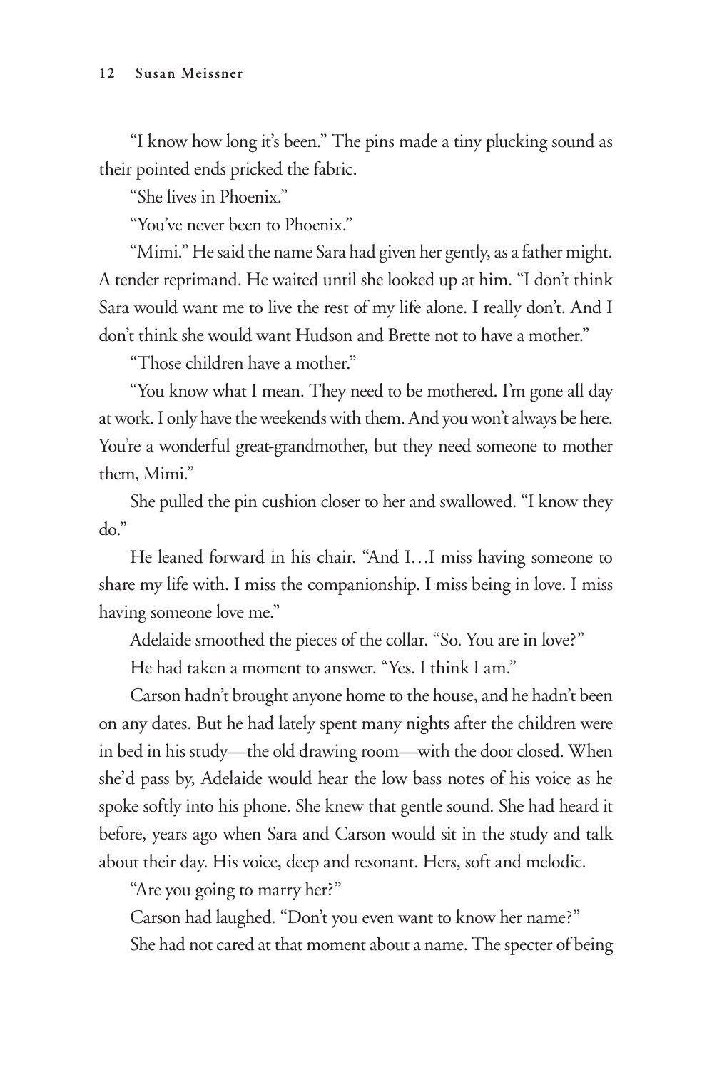"I know how long it's been." The pins made a tiny plucking sound as their pointed ends pricked the fabric.

"She lives in Phoenix."

"You've never been to Phoenix."

"Mimi." He said the name Sara had given her gently, as a father might. A tender reprimand. He waited until she looked up at him. "I don't think Sara would want me to live the rest of my life alone. I really don't. And I don't think she would want Hudson and Brette not to have a mother."

"Those children have a mother."

"You know what I mean. They need to be mothered. I'm gone all day at work. I only have the weekends with them. And you won't always be here. You're a wonderful great-grandmother, but they need someone to mother them, Mimi."

She pulled the pin cushion closer to her and swallowed. "I know they do."

He leaned forward in his chair. "And I…I miss having someone to share my life with. I miss the companionship. I miss being in love. I miss having someone love me."

Adelaide smoothed the pieces of the collar. "So. You are in love?"

He had taken a moment to answer. "Yes. I think I am."

Carson hadn't brought anyone home to the house, and he hadn't been on any dates. But he had lately spent many nights after the children were in bed in his study—the old drawing room—with the door closed. When she'd pass by, Adelaide would hear the low bass notes of his voice as he spoke softly into his phone. She knew that gentle sound. She had heard it before, years ago when Sara and Carson would sit in the study and talk about their day. His voice, deep and resonant. Hers, soft and melodic.

"Are you going to marry her?"

Carson had laughed. "Don't you even want to know her name?"

She had not cared at that moment about a name. The specter of being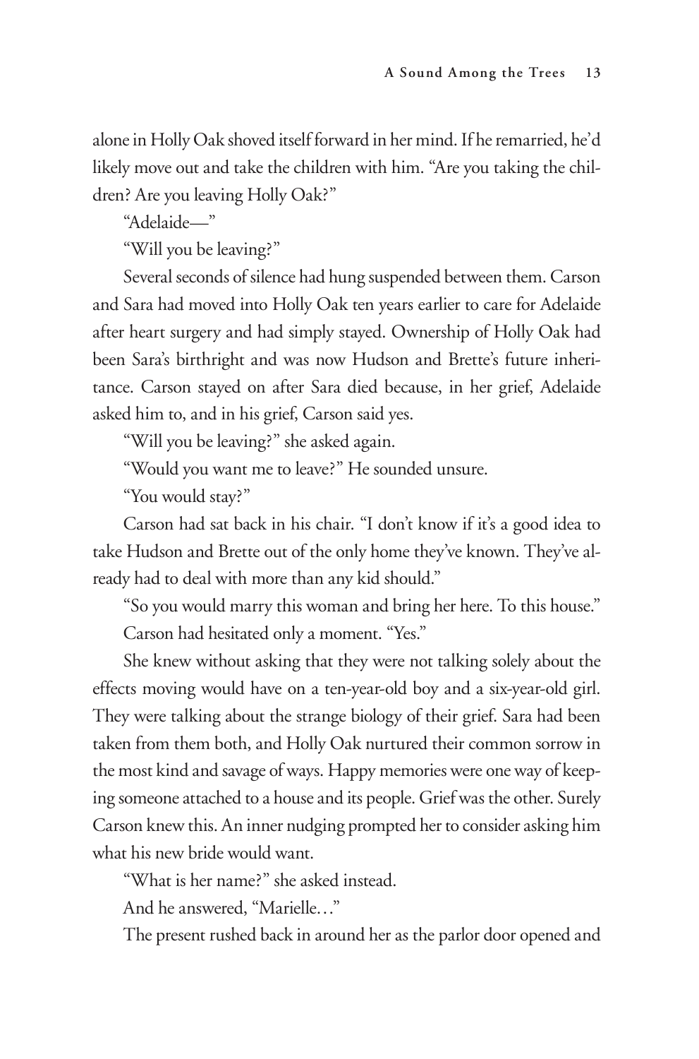alone in Holly Oak shoved itself forward in her mind. If he remarried, he'd likely move out and take the children with him. "Are you taking the children? Are you leaving Holly Oak?"

"Adelaide—"

"Will you be leaving?"

Several seconds of silence had hung suspended between them. Carson and Sara had moved into Holly Oak ten years earlier to care for Adelaide after heart surgery and had simply stayed. Ownership of Holly Oak had been Sara's birthright and was now Hudson and Brette's future inheritance. Carson stayed on after Sara died because, in her grief, Adelaide asked him to, and in his grief, Carson said yes.

"Will you be leaving?" she asked again.

"Would you want me to leave?" He sounded unsure.

"You would stay?"

Carson had sat back in his chair. "I don't know if it's a good idea to take Hudson and Brette out of the only home they've known. They've already had to deal with more than any kid should."

"So you would marry this woman and bring her here. To this house."

Carson had hesitated only a moment. "Yes."

She knew without asking that they were not talking solely about the effects moving would have on a ten-year-old boy and a six-year-old girl. They were talking about the strange biology of their grief. Sara had been taken from them both, and Holly Oak nurtured their common sorrow in the most kind and savage of ways. Happy memories were one way of keeping someone attached to a house and its people. Grief was the other. Surely Carson knew this. An inner nudging prompted her to consider asking him what his new bride would want.

"What is her name?" she asked instead.

And he answered, "Marielle…"

The present rushed back in around her as the parlor door opened and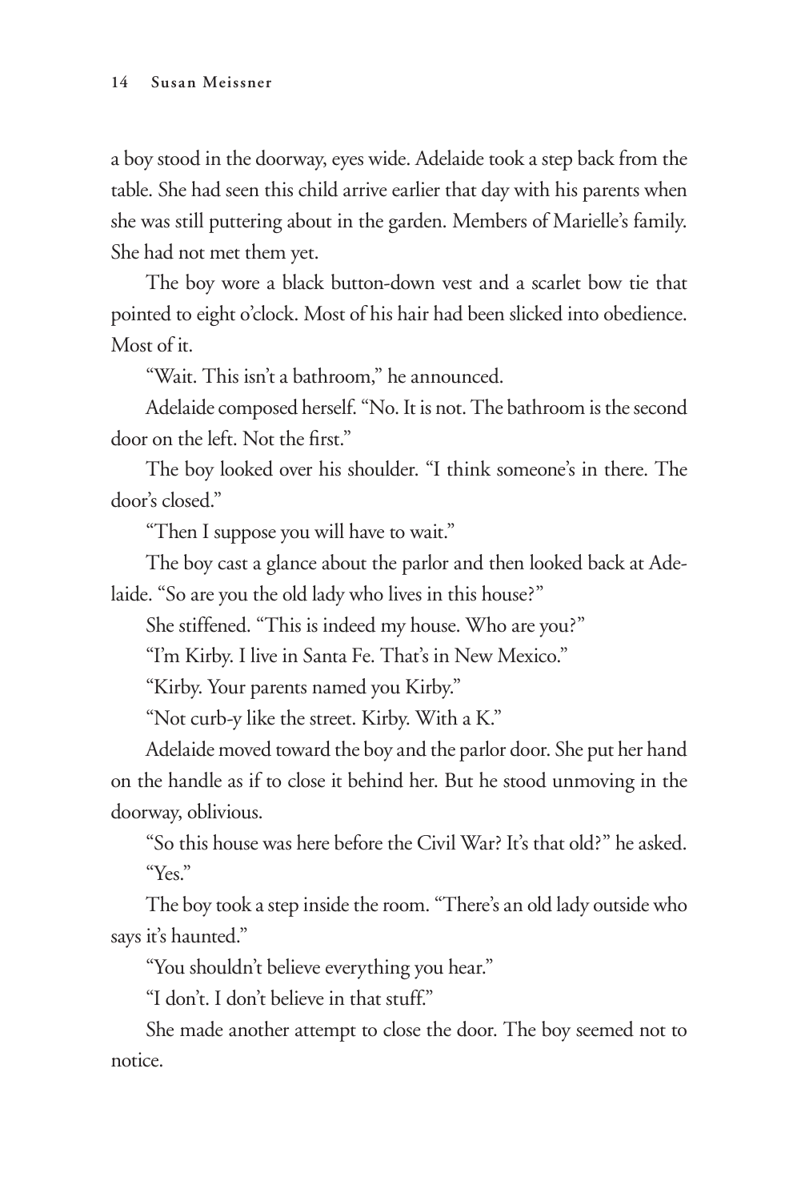a boy stood in the doorway, eyes wide. Adelaide took a step back from the table. She had seen this child arrive earlier that day with his parents when she was still puttering about in the garden. Members of Marielle's family. She had not met them yet.

The boy wore a black button-down vest and a scarlet bow tie that pointed to eight o'clock. Most of his hair had been slicked into obedience. Most of it.

"Wait. This isn't a bathroom," he announced.

Adelaide composed herself. "No. It is not. The bathroom is the second door on the left. Not the first."

The boy looked over his shoulder. "I think someone's in there. The door's closed."

"Then I suppose you will have to wait."

The boy cast a glance about the parlor and then looked back at Adelaide. "So are you the old lady who lives in this house?"

She stiffened. "This is indeed my house. Who are you?"

"I'm Kirby. I live in Santa Fe. That's in New Mexico."

"Kirby. Your parents named you Kirby."

"Not curb-y like the street. Kirby. With a K."

Adelaide moved toward the boy and the parlor door. She put her hand on the handle as if to close it behind her. But he stood unmoving in the doorway, oblivious.

"So this house was here before the Civil War? It's that old?" he asked.

"Yes."

The boy took a step inside the room. "There's an old lady outside who says it's haunted."

"You shouldn't believe everything you hear."

"I don't. I don't believe in that stuff."

She made another attempt to close the door. The boy seemed not to notice.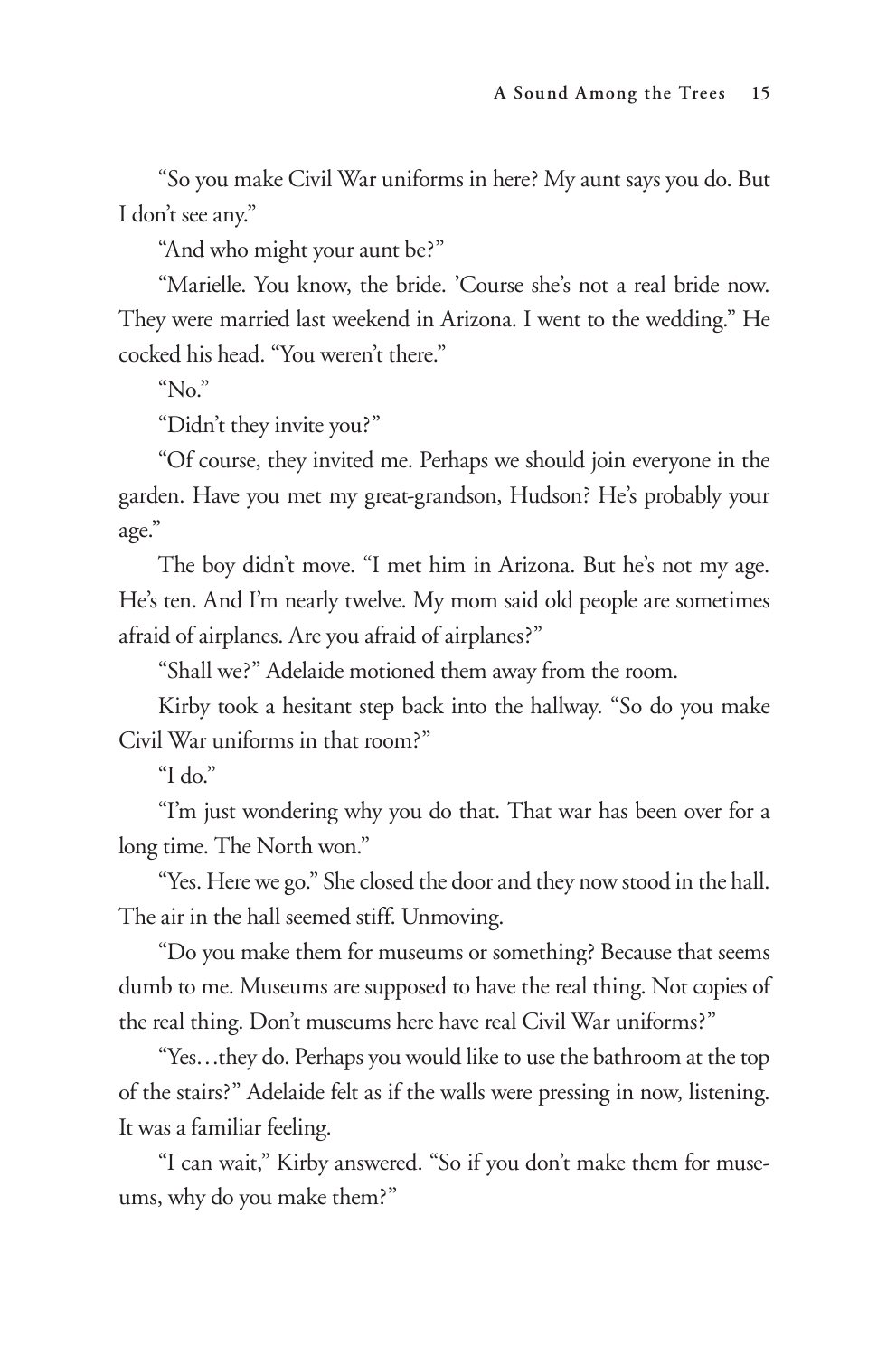"So you make Civil War uniforms in here? My aunt says you do. But I don't see any."

"And who might your aunt be?"

"Marielle. You know, the bride. 'Course she's not a real bride now. They were married last weekend in Arizona. I went to the wedding." He cocked his head. "You weren't there."

"No."

"Didn't they invite you?"

"Of course, they invited me. Perhaps we should join everyone in the garden. Have you met my great-grandson, Hudson? He's probably your age."

The boy didn't move. "I met him in Arizona. But he's not my age. He's ten. And I'm nearly twelve. My mom said old people are sometimes afraid of airplanes. Are you afraid of airplanes?"

"Shall we?" Adelaide motioned them away from the room.

Kirby took a hesitant step back into the hallway. "So do you make Civil War uniforms in that room?"

"I do."

"I'm just wondering why you do that. That war has been over for a long time. The North won."

"Yes. Here we go." She closed the door and they now stood in the hall. The air in the hall seemed stiff. Unmoving.

"Do you make them for museums or something? Because that seems dumb to me. Museums are supposed to have the real thing. Not copies of the real thing. Don't museums here have real Civil War uniforms?"

"Yes…they do. Perhaps you would like to use the bathroom at the top of the stairs?" Adelaide felt as if the walls were pressing in now, listening. It was a familiar feeling.

"I can wait," Kirby answered. "So if you don't make them for museums, why do you make them?"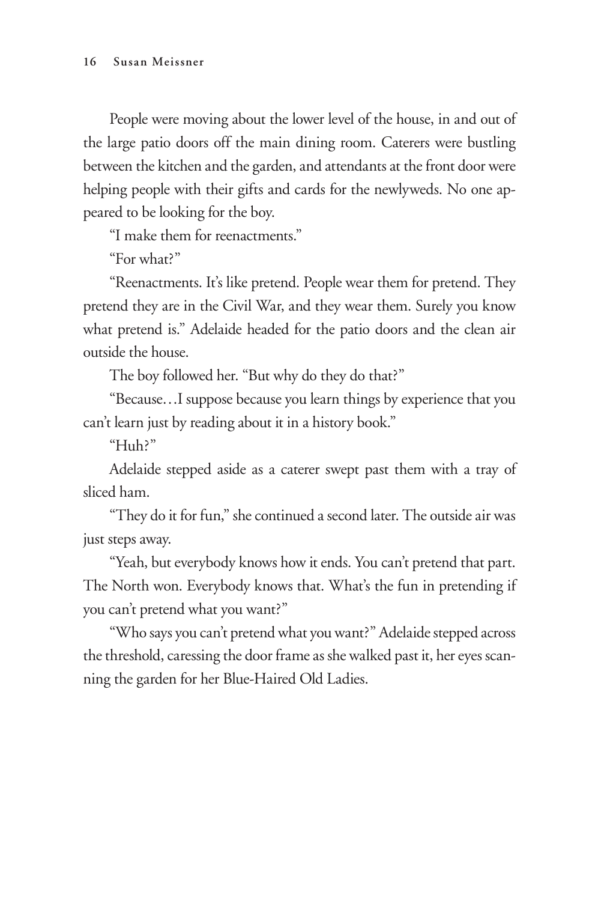People were moving about the lower level of the house, in and out of the large patio doors off the main dining room. Caterers were bustling between the kitchen and the garden, and attendants at the front door were helping people with their gifts and cards for the newlyweds. No one appeared to be looking for the boy.

"I make them for reenactments."

"For what?"

"Reenactments. It's like pretend. People wear them for pretend. They pretend they are in the Civil War, and they wear them. Surely you know what pretend is." Adelaide headed for the patio doors and the clean air outside the house.

The boy followed her. "But why do they do that?"

"Because…I suppose because you learn things by experience that you can't learn just by reading about it in a history book."

"Huh?"

Adelaide stepped aside as a caterer swept past them with a tray of sliced ham.

"They do it for fun," she continued a second later. The outside air was just steps away.

"Yeah, but everybody knows how it ends. You can't pretend that part. The North won. Everybody knows that. What's the fun in pretending if you can't pretend what you want?"

"Who says you can't pretend what you want?" Adelaide stepped across the threshold, caressing the door frame as she walked past it, her eyes scanning the garden for her Blue-Haired Old Ladies.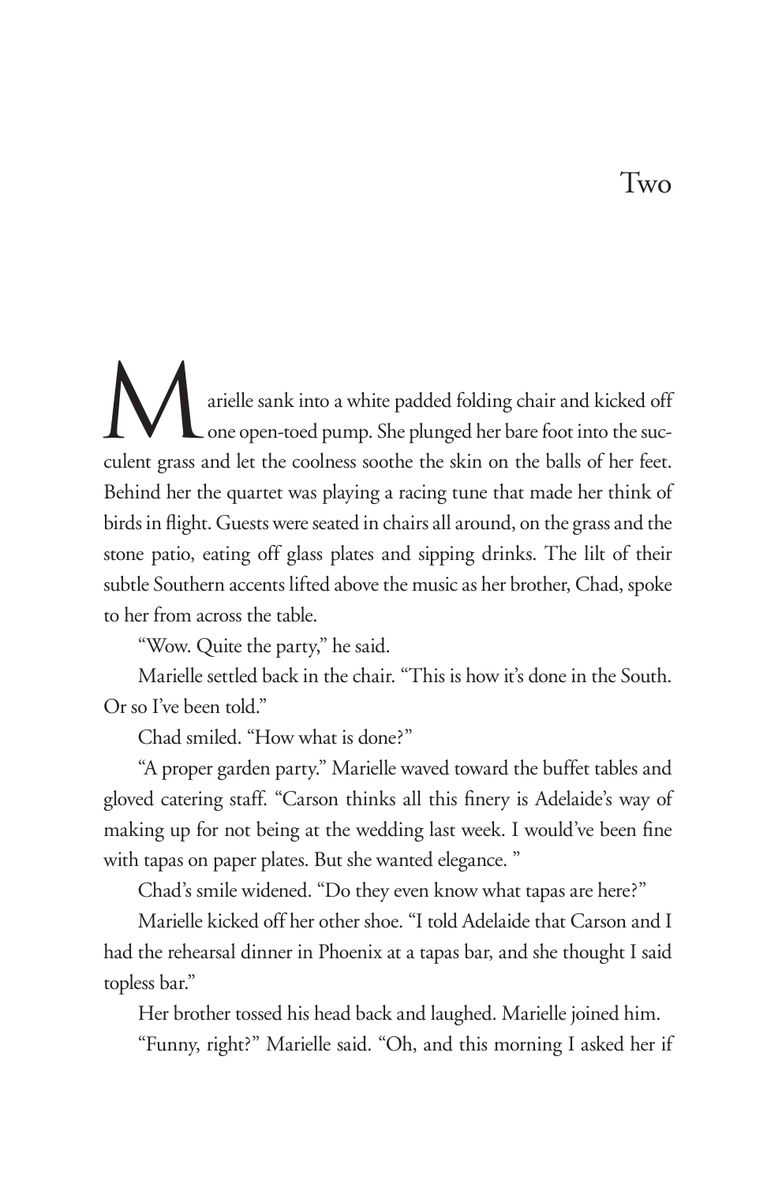# Two

Marielle sank into a white padded folding chair and kicked off one open-toed pump. She plunged her bare foot into the succulent grass and let the coolness soothe the skin on the balls of her feet. Behind her the quartet was playing a racing tune that made her think of birds in flight. Guests were seated in chairs all around, on the grass and the stone patio, eating off glass plates and sipping drinks. The lilt of their subtle Southern accents lifted above the music as her brother, Chad, spoke to her from across the table.

"Wow. Quite the party," he said.

Marielle settled back in the chair. "This is how it's done in the South. Or so I've been told."

Chad smiled. "How what is done?"

"A proper garden party." Marielle waved toward the buffet tables and gloved catering staff. "Carson thinks all this finery is Adelaide's way of making up for not being at the wedding last week. I would've been fine with tapas on paper plates. But she wanted elegance. "

Chad's smile widened. "Do they even know what tapas are here?"

Marielle kicked off her other shoe. "I told Adelaide that Carson and I had the rehearsal dinner in Phoenix at a tapas bar, and she thought I said topless bar."

Her brother tossed his head back and laughed. Marielle joined him.

"Funny, right?" Marielle said. "Oh, and this morning I asked her if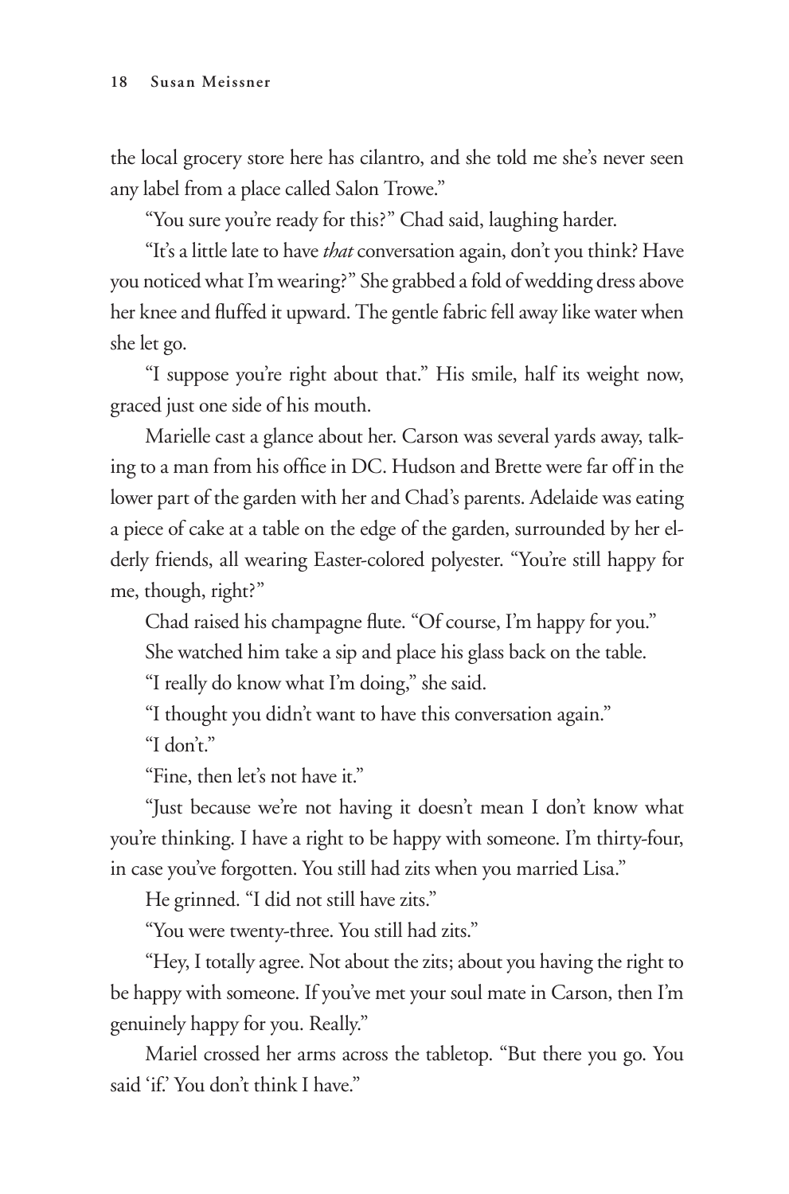the local grocery store here has cilantro, and she told me she's never seen any label from a place called Salon Trowe."

"You sure you're ready for this?" Chad said, laughing harder.

"It's a little late to have *that* conversation again, don't you think? Have you noticed what I'm wearing?" She grabbed a fold of wedding dress above her knee and fluffed it upward. The gentle fabric fell away like water when she let go.

"I suppose you're right about that." His smile, half its weight now, graced just one side of his mouth.

Marielle cast a glance about her. Carson was several yards away, talking to a man from his office in DC. Hudson and Brette were far off in the lower part of the garden with her and Chad's parents. Adelaide was eating a piece of cake at a table on the edge of the garden, surrounded by her elderly friends, all wearing Easter-colored polyester. "You're still happy for me, though, right?"

Chad raised his champagne flute. "Of course, I'm happy for you."

She watched him take a sip and place his glass back on the table.

"I really do know what I'm doing," she said.

"I thought you didn't want to have this conversation again."

"I don't."

"Fine, then let's not have it."

"Just because we're not having it doesn't mean I don't know what you're thinking. I have a right to be happy with someone. I'm thirty-four, in case you've forgotten. You still had zits when you married Lisa."

He grinned. "I did not still have zits."

"You were twenty-three. You still had zits."

"Hey, I totally agree. Not about the zits; about you having the right to be happy with someone. If you've met your soul mate in Carson, then I'm genuinely happy for you. Really."

Mariel crossed her arms across the tabletop. "But there you go. You said 'if.' You don't think I have."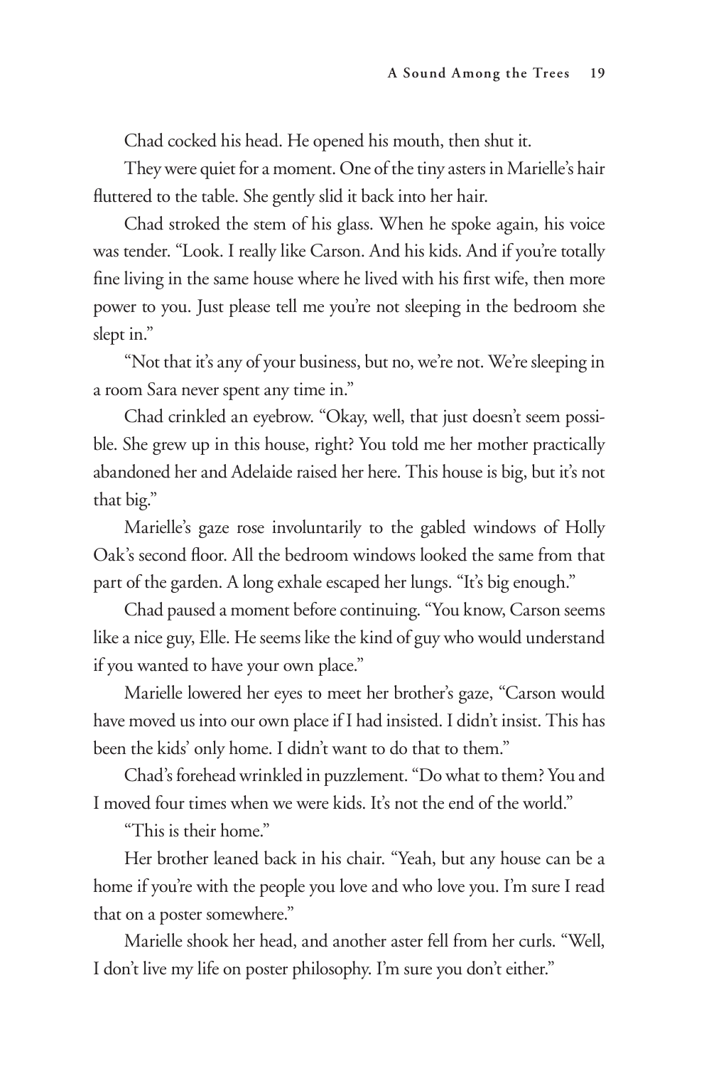Chad cocked his head. He opened his mouth, then shut it.

They were quiet for a moment. One of the tiny asters in Marielle's hair fluttered to the table. She gently slid it back into her hair.

Chad stroked the stem of his glass. When he spoke again, his voice was tender. "Look. I really like Carson. And his kids. And if you're totally fine living in the same house where he lived with his first wife, then more power to you. Just please tell me you're not sleeping in the bedroom she slept in."

"Not that it's any of your business, but no, we're not. We're sleeping in a room Sara never spent any time in."

Chad crinkled an eyebrow. "Okay, well, that just doesn't seem possible. She grew up in this house, right? You told me her mother practically abandoned her and Adelaide raised her here. This house is big, but it's not that big."

Marielle's gaze rose involuntarily to the gabled windows of Holly Oak's second floor. All the bedroom windows looked the same from that part of the garden. A long exhale escaped her lungs. "It's big enough."

Chad paused a moment before continuing. "You know, Carson seems like a nice guy, Elle. He seems like the kind of guy who would understand if you wanted to have your own place."

Marielle lowered her eyes to meet her brother's gaze, "Carson would have moved us into our own place if I had insisted. I didn't insist. This has been the kids' only home. I didn't want to do that to them."

Chad's forehead wrinkled in puzzlement. "Do what to them? You and I moved four times when we were kids. It's not the end of the world."

"This is their home."

Her brother leaned back in his chair. "Yeah, but any house can be a home if you're with the people you love and who love you. I'm sure I read that on a poster somewhere."

Marielle shook her head, and another aster fell from her curls. "Well, I don't live my life on poster philosophy. I'm sure you don't either."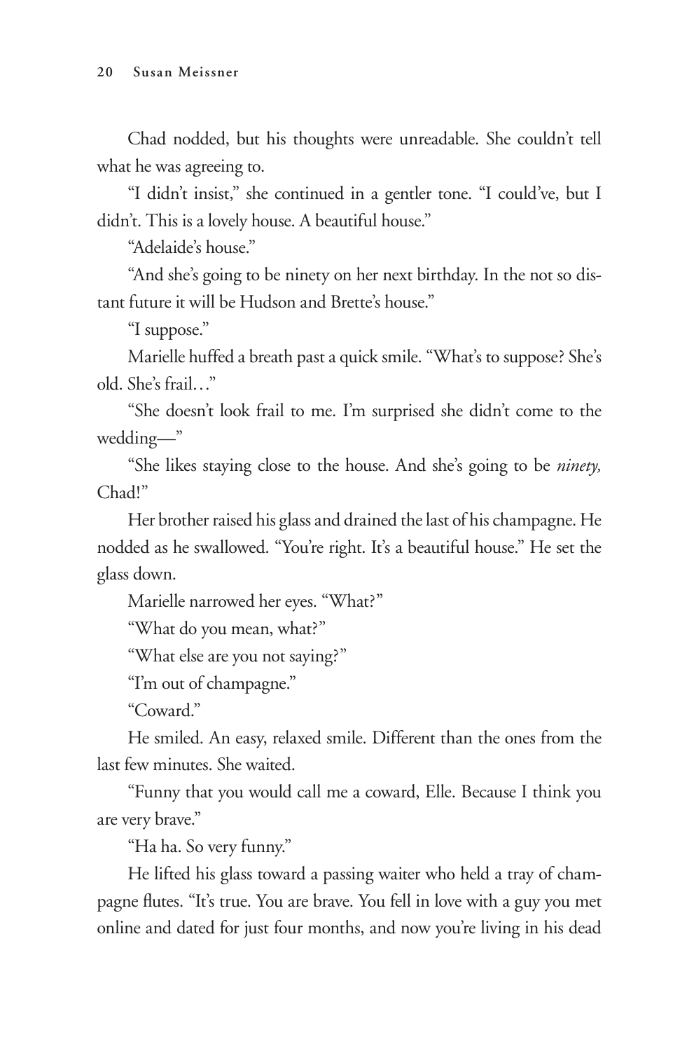Chad nodded, but his thoughts were unreadable. She couldn't tell what he was agreeing to.

"I didn't insist," she continued in a gentler tone. "I could've, but I didn't. This is a lovely house. A beautiful house."

"Adelaide's house."

"And she's going to be ninety on her next birthday. In the not so distant future it will be Hudson and Brette's house."

"I suppose."

Marielle huffed a breath past a quick smile. "What's to suppose? She's old. She's frail…"

"She doesn't look frail to me. I'm surprised she didn't come to the wedding—"

"She likes staying close to the house. And she's going to be *ninety,* Chad!"

Her brother raised his glass and drained the last of his champagne. He nodded as he swallowed. "You're right. It's a beautiful house." He set the glass down.

Marielle narrowed her eyes. "What?"

"What do you mean, what?"

"What else are you not saying?"

"I'm out of champagne."

"Coward."

He smiled. An easy, relaxed smile. Different than the ones from the last few minutes. She waited.

"Funny that you would call me a coward, Elle. Because I think you are very brave."

"Ha ha. So very funny."

He lifted his glass toward a passing waiter who held a tray of champagne flutes. "It's true. You are brave. You fell in love with a guy you met online and dated for just four months, and now you're living in his dead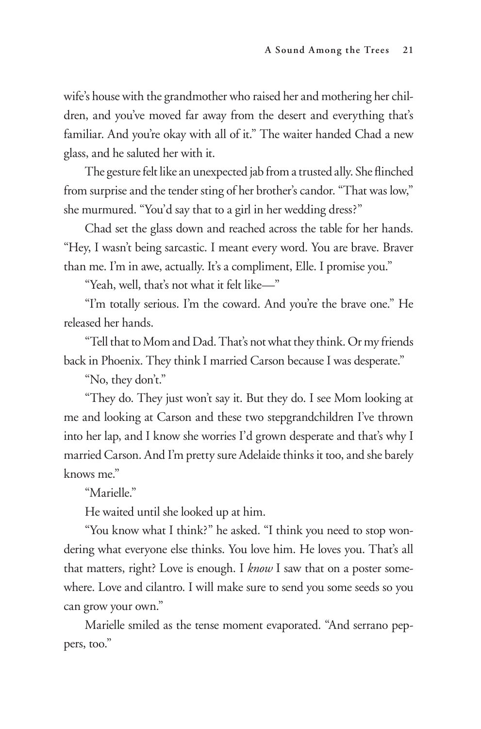wife's house with the grandmother who raised her and mothering her children, and you've moved far away from the desert and everything that's familiar. And you're okay with all of it." The waiter handed Chad a new glass, and he saluted her with it.

The gesture felt like an unexpected jab from a trusted ally. She flinched from surprise and the tender sting of her brother's candor. "That was low," she murmured. "You'd say that to a girl in her wedding dress?"

Chad set the glass down and reached across the table for her hands. "Hey, I wasn't being sarcastic. I meant every word. You are brave. Braver than me. I'm in awe, actually. It's a compliment, Elle. I promise you."

"Yeah, well, that's not what it felt like—"

"I'm totally serious. I'm the coward. And you're the brave one." He released her hands.

"Tell that to Mom and Dad. That's not what they think. Or my friends back in Phoenix. They think I married Carson because I was desperate."

"No, they don't."

"They do. They just won't say it. But they do. I see Mom looking at me and looking at Carson and these two stepgrandchildren I've thrown into her lap, and I know she worries I'd grown desperate and that's why I married Carson. And I'm pretty sure Adelaide thinks it too, and she barely knows me."

"Marielle."

He waited until she looked up at him.

"You know what I think?" he asked. "I think you need to stop wondering what everyone else thinks. You love him. He loves you. That's all that matters, right? Love is enough. I *know* I saw that on a poster somewhere. Love and cilantro. I will make sure to send you some seeds so you can grow your own."

Marielle smiled as the tense moment evaporated. "And serrano peppers, too."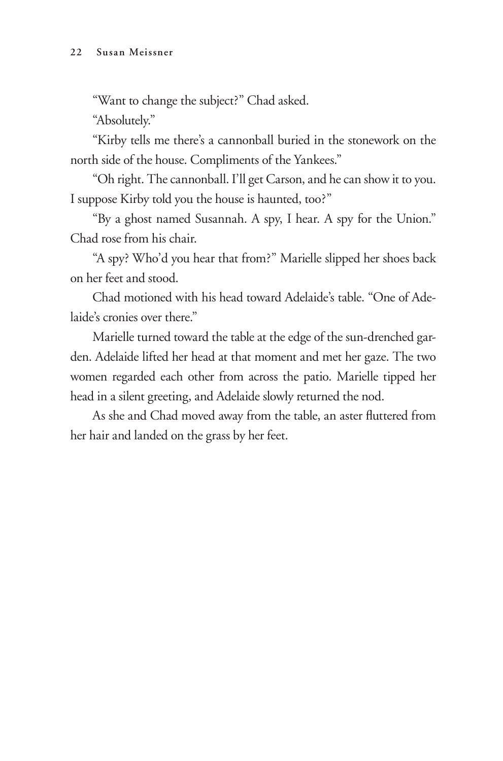"Want to change the subject?" Chad asked.

"Absolutely."

"Kirby tells me there's a cannonball buried in the stonework on the north side of the house. Compliments of the Yankees."

"Oh right. The cannonball. I'll get Carson, and he can show it to you. I suppose Kirby told you the house is haunted, too?"

"By a ghost named Susannah. A spy, I hear. A spy for the Union." Chad rose from his chair.

"A spy? Who'd you hear that from?" Marielle slipped her shoes back on her feet and stood.

Chad motioned with his head toward Adelaide's table. "One of Adelaide's cronies over there."

Marielle turned toward the table at the edge of the sun-drenched garden. Adelaide lifted her head at that moment and met her gaze. The two women regarded each other from across the patio. Marielle tipped her head in a silent greeting, and Adelaide slowly returned the nod.

As she and Chad moved away from the table, an aster fluttered from her hair and landed on the grass by her feet.